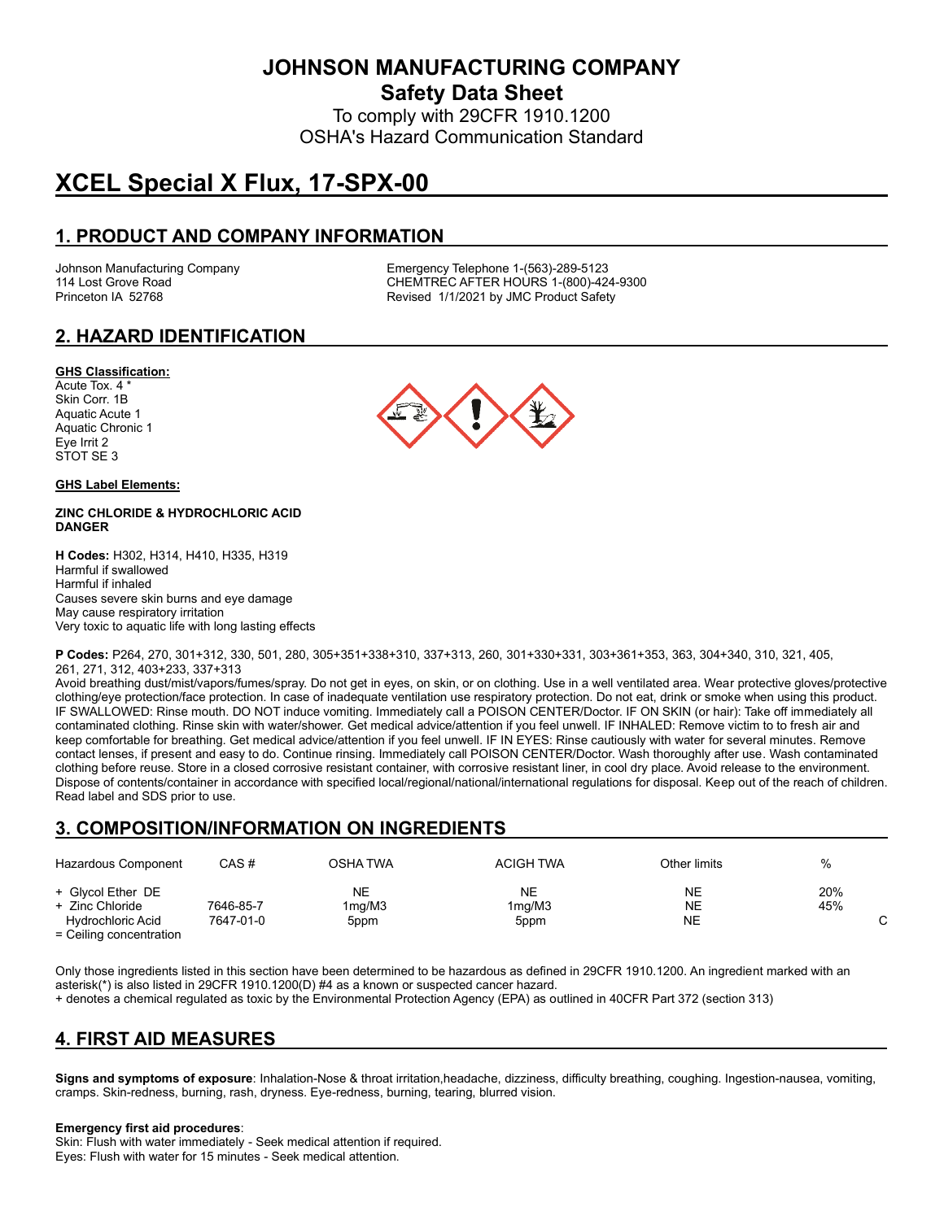# JOHNSON MANUFACTURING COMPANY

## Safety Data Sheet

To comply with 29CFR 1910.1200
OSHA's Hazard Communication Standard

# XCEL Special X Flux, 17-SPX-00

## 1. PRODUCT AND COMPANY INFORMATION

Johnson Manufacturing Company
114 Lost Grove Road
Princeton IA 52768

Emergency Telephone 1-(563)-289-5123
CHEMTREC AFTER HOURS 1-(800)-424-9300
Revised 1/1/2021 by JMC Product Safety

## 2. HAZARD IDENTIFICATION

**GHS Classification:**
Acute Tox. 4 *
Skin Corr. 1B
Aquatic Acute 1
Aquatic Chronic 1
Eye Irrit 2
STOT SE 3

**GHS Label Elements:**

**ZINC CHLORIDE & HYDROCHLORIC ACID**
**DANGER**

**H Codes:** H302, H314, H410, H335, H319
Harmful if swallowed
Harmful if inhaled
Causes severe skin burns and eye damage
May cause respiratory irritation
Very toxic to aquatic life with long lasting effects

**P Codes:** P264, 270, 301+312, 330, 501, 280, 305+351+338+310, 337+313, 260, 301+330+331, 303+361+353, 363, 304+340, 310, 321, 405, 261, 271, 312, 403+233, 337+313

Avoid breathing dust/mist/vapors/fumes/spray. Do not get in eyes, on skin, or on clothing. Use in a well ventilated area. Wear protective gloves/protective clothing/eye protection/face protection. In case of inadequate ventilation use respiratory protection. Do not eat, drink or smoke when using this product. IF SWALLOWED: Rinse mouth. DO NOT induce vomiting. Immediately call a POISON CENTER/Doctor. IF ON SKIN (or hair): Take off immediately all contaminated clothing. Rinse skin with water/shower. Get medical advice/attention if you feel unwell. IF INHALED: Remove victim to to fresh air and keep comfortable for breathing. Get medical advice/attention if you feel unwell. IF IN EYES: Rinse cautiously with water for several minutes. Remove contact lenses, if present and easy to do. Continue rinsing. Immediately call POISON CENTER/Doctor. Wash thoroughly after use. Wash contaminated clothing before reuse. Store in a closed corrosive resistant container, with corrosive resistant liner, in cool dry place. Avoid release to the environment. Dispose of contents/container in accordance with specified local/regional/national/international regulations for disposal. Keep out of the reach of children. Read label and SDS prior to use.

## 3. COMPOSITION/INFORMATION ON INGREDIENTS

| Hazardous Component | CAS # | OSHA TWA | ACIGH TWA | Other limits | % | |
|---|---|---|---|---|---|---|
| + Glycol Ether DE | | NE | NE | NE | 20% | |
| + Zinc Chloride | 7646-85-7 | 1mg/M3 | 1mg/M3 | NE | 45% | |
| Hydrochloric Acid | 7647-01-0 | 5ppm | 5ppm | NE | | C |

= Ceiling concentration

Only those ingredients listed in this section have been determined to be hazardous as defined in 29CFR 1910.1200. An ingredient marked with an asterisk(*) is also listed in 29CFR 1910.1200(D) #4 as a known or suspected cancer hazard.
+ denotes a chemical regulated as toxic by the Environmental Protection Agency (EPA) as outlined in 40CFR Part 372 (section 313)

## 4. FIRST AID MEASURES

**Signs and symptoms of exposure**: Inhalation-Nose & throat irritation,headache, dizziness, difficulty breathing, coughing. Ingestion-nausea, vomiting, cramps. Skin-redness, burning, rash, dryness. Eye-redness, burning, tearing, blurred vision.

**Emergency first aid procedures**:
Skin: Flush with water immediately - Seek medical attention if required.
Eyes: Flush with water for 15 minutes - Seek medical attention.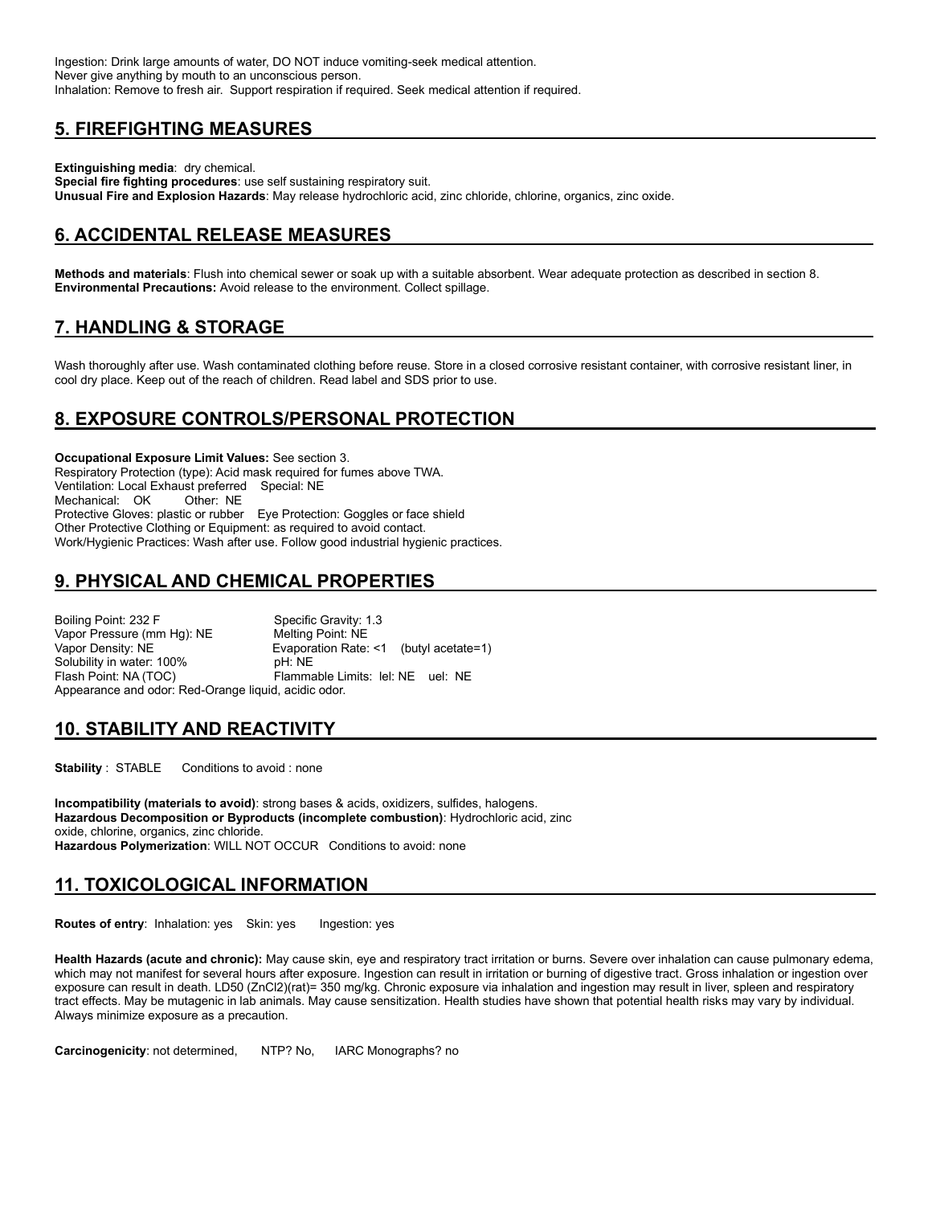Ingestion: Drink large amounts of water, DO NOT induce vomiting-seek medical attention.
Never give anything by mouth to an unconscious person.
Inhalation: Remove to fresh air. Support respiration if required. Seek medical attention if required.

## 5. FIREFIGHTING MEASURES

**Extinguishing media**: dry chemical.
**Special fire fighting procedures**: use self sustaining respiratory suit.
**Unusual Fire and Explosion Hazards**: May release hydrochloric acid, zinc chloride, chlorine, organics, zinc oxide.

## 6. ACCIDENTAL RELEASE MEASURES

**Methods and materials**: Flush into chemical sewer or soak up with a suitable absorbent. Wear adequate protection as described in section 8.
**Environmental Precautions:** Avoid release to the environment. Collect spillage.

## 7. HANDLING & STORAGE

Wash thoroughly after use. Wash contaminated clothing before reuse. Store in a closed corrosive resistant container, with corrosive resistant liner, in cool dry place. Keep out of the reach of children. Read label and SDS prior to use.

## 8. EXPOSURE CONTROLS/PERSONAL PROTECTION

**Occupational Exposure Limit Values:** See section 3.
Respiratory Protection (type): Acid mask required for fumes above TWA.
Ventilation: Local Exhaust preferred Special: NE
Mechanical: OK Other: NE
Protective Gloves: plastic or rubber Eye Protection: Goggles or face shield
Other Protective Clothing or Equipment: as required to avoid contact.
Work/Hygienic Practices: Wash after use. Follow good industrial hygienic practices.

## 9. PHYSICAL AND CHEMICAL PROPERTIES

Boiling Point: 232 F
Specific Gravity: 1.3
Vapor Pressure (mm Hg): NE
Melting Point: NE
Vapor Density: NE
Evaporation Rate: <1 (butyl acetate=1)
Solubility in water: 100%
pH: NE
Flash Point: NA (TOC)
Flammable Limits: lel: NE uel: NE
Appearance and odor: Red-Orange liquid, acidic odor.

## 10. STABILITY AND REACTIVITY

**Stability** : STABLE Conditions to avoid : none

**Incompatibility (materials to avoid)**: strong bases & acids, oxidizers, sulfides, halogens.
**Hazardous Decomposition or Byproducts (incomplete combustion)**: Hydrochloric acid, zinc oxide, chlorine, organics, zinc chloride.
**Hazardous Polymerization**: WILL NOT OCCUR Conditions to avoid: none

## 11. TOXICOLOGICAL INFORMATION

**Routes of entry**: Inhalation: yes Skin: yes Ingestion: yes

**Health Hazards (acute and chronic):** May cause skin, eye and respiratory tract irritation or burns. Severe over inhalation can cause pulmonary edema, which may not manifest for several hours after exposure. Ingestion can result in irritation or burning of digestive tract. Gross inhalation or ingestion over exposure can result in death. LD50 ($ZnCl_2$)(rat)= 350 mg/kg. Chronic exposure via inhalation and ingestion may result in liver, spleen and respiratory tract effects. May be mutagenic in lab animals. May cause sensitization. Health studies have shown that potential health risks may vary by individual. Always minimize exposure as a precaution.

**Carcinogenicity**: not determined, NTP? No, IARC Monographs? no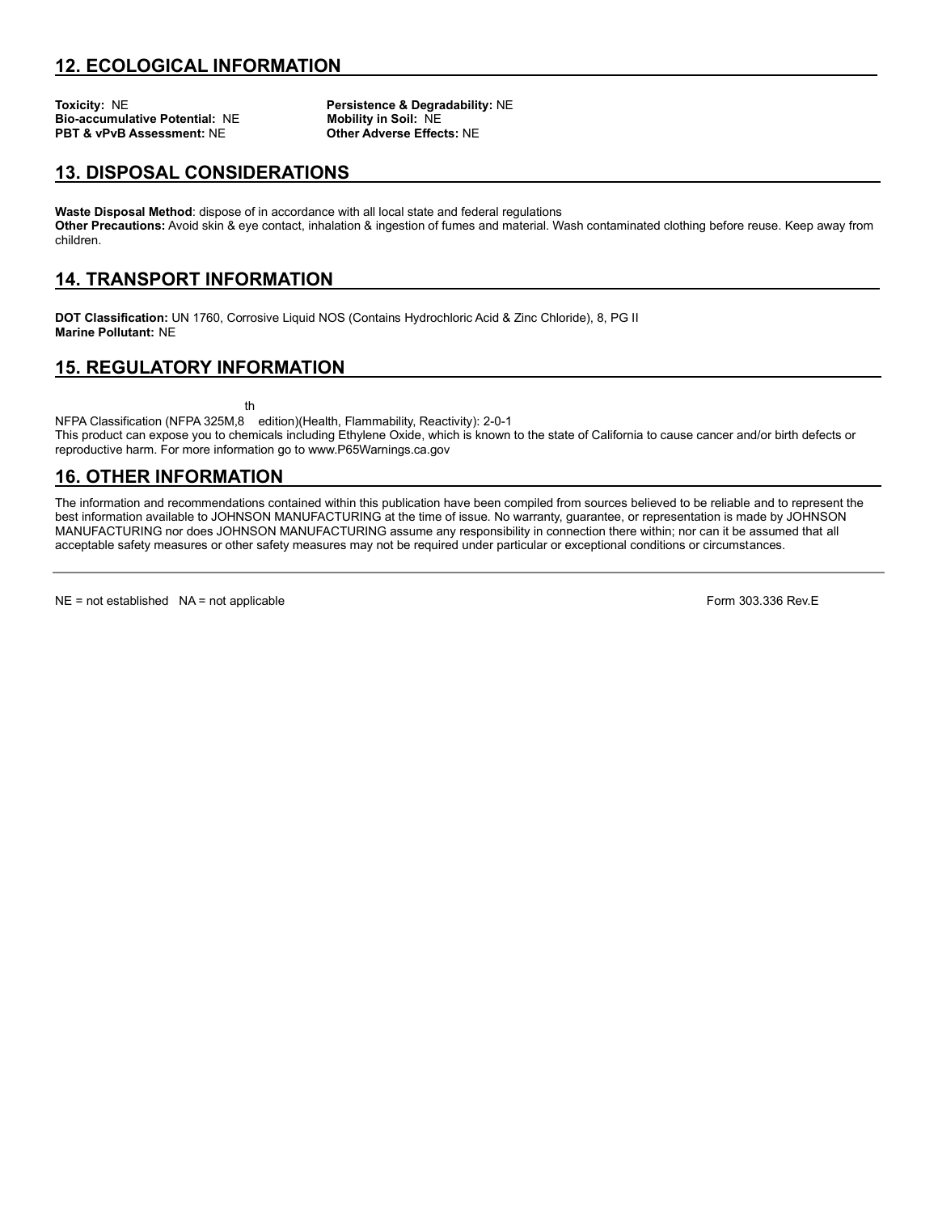## 12. ECOLOGICAL INFORMATION

**Toxicity:** NE
**Bio-accumulative Potential:** NE
**PBT & vPvB Assessment:** NE
**Persistence & Degradability:** NE
**Mobility in Soil:** NE
**Other Adverse Effects:** NE

## 13. DISPOSAL CONSIDERATIONS

**Waste Disposal Method**: dispose of in accordance with all local state and federal regulations
**Other Precautions:** Avoid skin & eye contact, inhalation & ingestion of fumes and material. Wash contaminated clothing before reuse. Keep away from children.

## 14. TRANSPORT INFORMATION

**DOT Classification:** UN 1760, Corrosive Liquid NOS (Contains Hydrochloric Acid & Zinc Chloride), 8, PG II
**Marine Pollutant:** NE

## 15. REGULATORY INFORMATION

NFPA Classification (NFPA 325M,8th edition)(Health, Flammability, Reactivity): 2-0-1
This product can expose you to chemicals including Ethylene Oxide, which is known to the state of California to cause cancer and/or birth defects or reproductive harm. For more information go to www.P65Warnings.ca.gov

## 16. OTHER INFORMATION

The information and recommendations contained within this publication have been compiled from sources believed to be reliable and to represent the best information available to JOHNSON MANUFACTURING at the time of issue. No warranty, guarantee, or representation is made by JOHNSON MANUFACTURING nor does JOHNSON MANUFACTURING assume any responsibility in connection there within; nor can it be assumed that all acceptable safety measures or other safety measures may not be required under particular or exceptional conditions or circumstances.

---

NE = not established NA = not applicable

Form 303.336 Rev.E